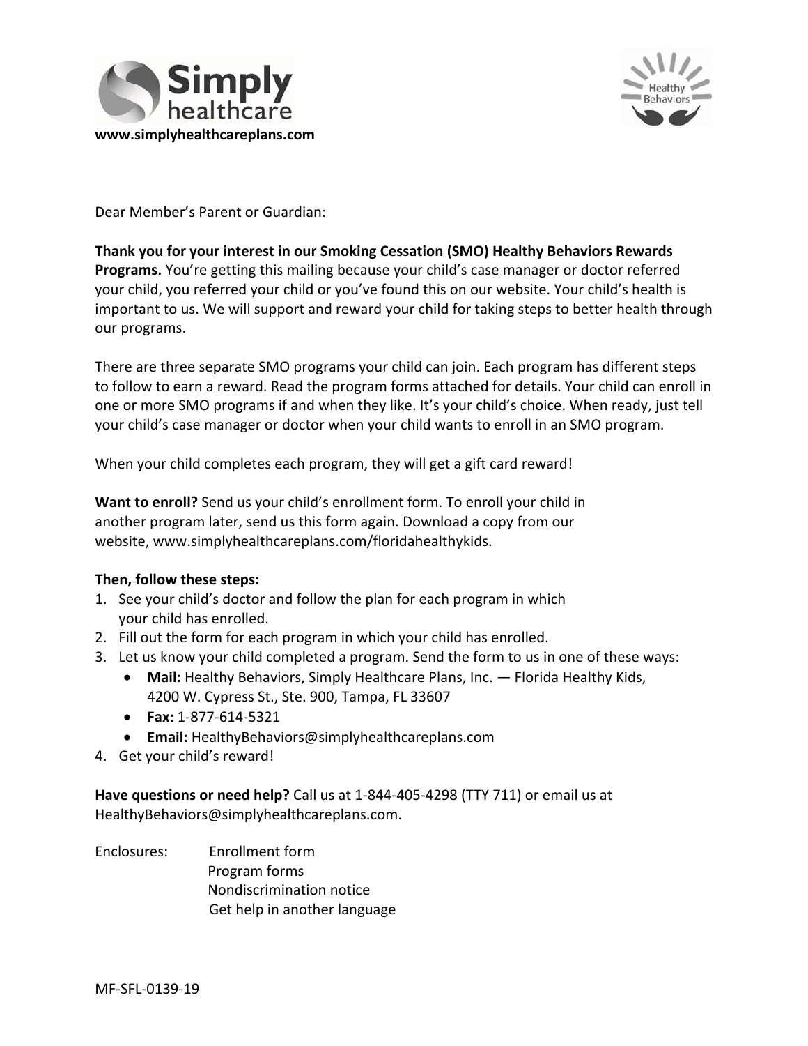Simply healthcare

www.simplyhealthcareplans.com

Healthy Behaviors

Dear Member's Parent or Guardian:

**Thank you for your interest in our Smoking Cessation (SMO) Healthy Behaviors Rewards Programs.** You're getting this mailing because your child's case manager or doctor referred your child, you referred your child or you've found this on our website. Your child's health is important to us. We will support and reward your child for taking steps to better health through our programs.

There are three separate SMO programs your child can join. Each program has different steps to follow to earn a reward. Read the program forms attached for details. Your child can enroll in one or more SMO programs if and when they like. It's your child's choice. When ready, just tell your child's case manager or doctor when your child wants to enroll in an SMO program.

When your child completes each program, they will get a gift card reward!

**Want to enroll?** Send us your child's enrollment form. To enroll your child in another program later, send us this form again. Download a copy from our website, www.simplyhealthcareplans.com/floridahealthykids.

**Then, follow these steps:**

1. See your child's doctor and follow the plan for each program in which your child has enrolled.
2. Fill out the form for each program in which your child has enrolled.
3. Let us know your child completed a program. Send the form to us in one of these ways:
   - **Mail:** Healthy Behaviors, Simply Healthcare Plans, Inc. — Florida Healthy Kids, 4200 W. Cypress St., Ste. 900, Tampa, FL 33607
   - **Fax:** 1-877-614-5321
   - **Email:** HealthyBehaviors@simplyhealthcareplans.com
4. Get your child's reward!

**Have questions or need help?** Call us at 1-844-405-4298 (TTY 711) or email us at HealthyBehaviors@simplyhealthcareplans.com.

Enclosures:
- Enrollment form
- Program forms
- Nondiscrimination notice
- Get help in another language

MF-SFL-0139-19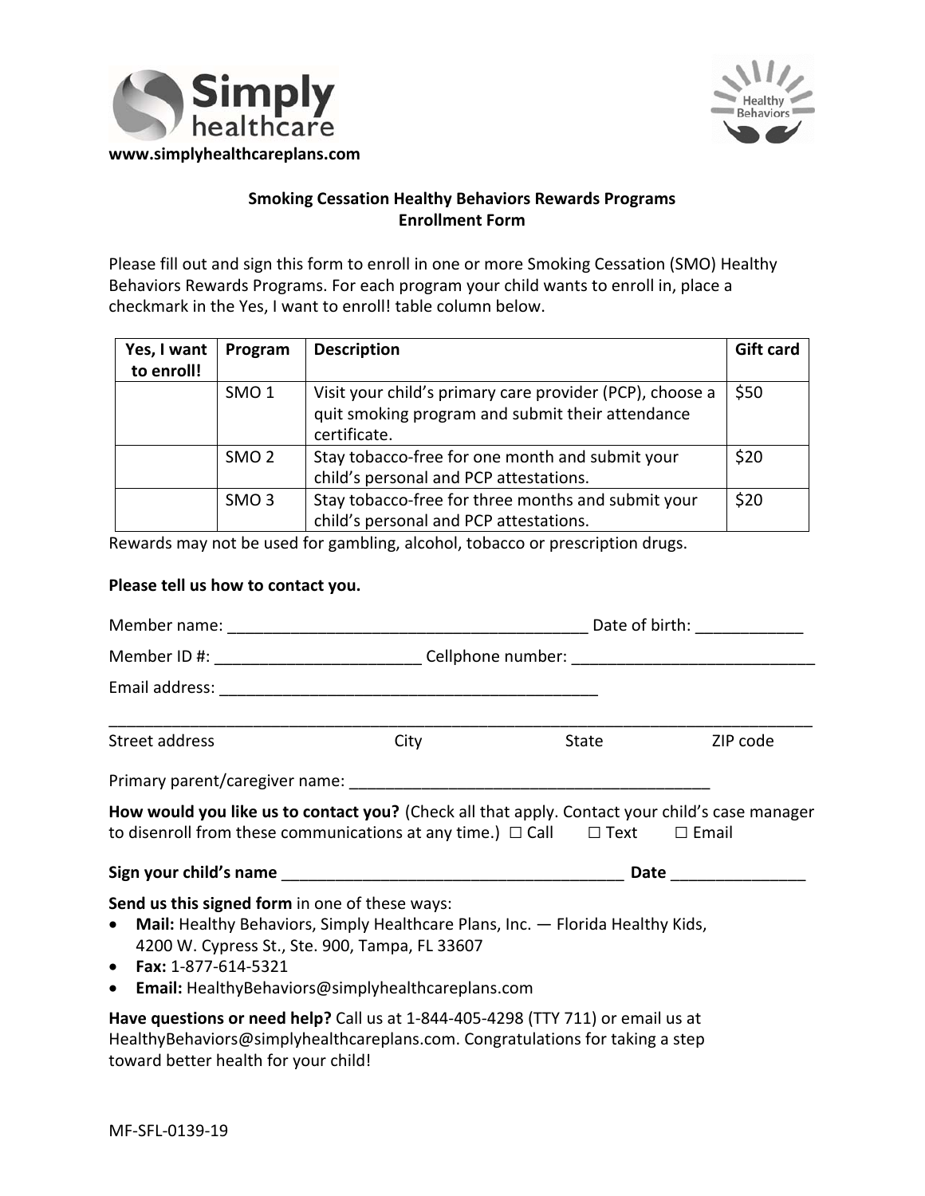**www.simplyhealthcareplans.com**

## Smoking Cessation Healthy Behaviors Rewards Programs
## Enrollment Form

Please fill out and sign this form to enroll in one or more Smoking Cessation (SMO) Healthy Behaviors Rewards Programs. For each program your child wants to enroll in, place a checkmark in the Yes, I want to enroll! table column below.

| Yes, I want to enroll! | Program | Description | Gift card |
| --- | --- | --- | --- |
| | SMO 1 | Visit your child's primary care provider (PCP), choose a quit smoking program and submit their attendance certificate. | $50 |
| | SMO 2 | Stay tobacco-free for one month and submit your child's personal and PCP attestations. | $20 |
| | SMO 3 | Stay tobacco-free for three months and submit your child's personal and PCP attestations. | $20 |

Rewards may not be used for gambling, alcohol, tobacco or prescription drugs.

**Please tell us how to contact you.**

Member name: ________________________________________ Date of birth: ____________

Member ID #: _______________________ Cellphone number: ___________________________

Email address: ___________________________________________

_____________________________________________________________________________

Street address City State ZIP code

Primary parent/caregiver name: ________________________________________

**How would you like us to contact you?** (Check all that apply. Contact your child's case manager to disenroll from these communications at any time.) ☐ Call ☐ Text ☐ Email

**Sign your child's name** ______________________________________ **Date** _______________

**Send us this signed form** in one of these ways:

- **Mail:** Healthy Behaviors, Simply Healthcare Plans, Inc. — Florida Healthy Kids, 4200 W. Cypress St., Ste. 900, Tampa, FL 33607
- **Fax:** 1-877-614-5321
- **Email:** HealthyBehaviors@simplyhealthcareplans.com

**Have questions or need help?** Call us at 1-844-405-4298 (TTY 711) or email us at HealthyBehaviors@simplyhealthcareplans.com. Congratulations for taking a step toward better health for your child!

MF-SFL-0139-19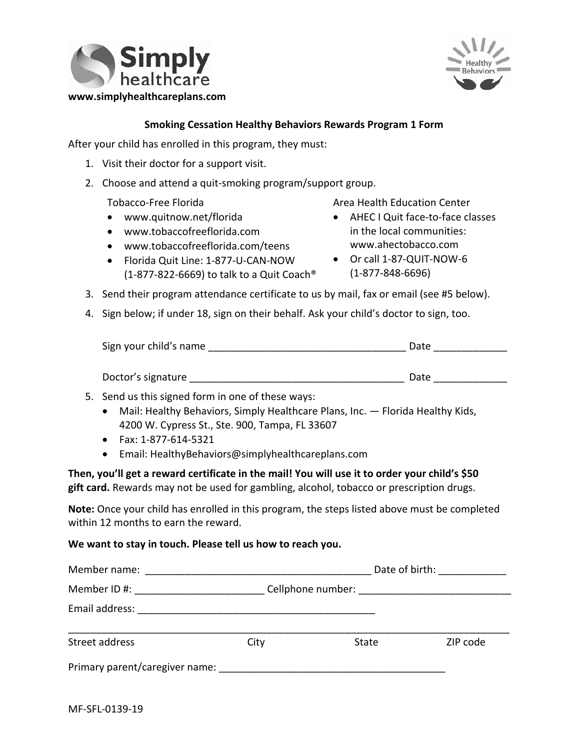**Simply healthcare**

www.simplyhealthcareplans.com

Healthy Behaviors

## Smoking Cessation Healthy Behaviors Rewards Program 1 Form

After your child has enrolled in this program, they must:

1. Visit their doctor for a support visit.
2. Choose and attend a quit-smoking program/support group.

   Tobacco-Free Florida
   - www.quitnow.net/florida
   - www.tobaccofreeflorida.com
   - www.tobaccofreeflorida.com/teens
   - Florida Quit Line: 1-877-U-CAN-NOW (1-877-822-6669) to talk to a Quit Coach®

   Area Health Education Center
   - AHEC I Quit face-to-face classes in the local communities: www.ahectobacco.com
   - Or call 1-87-QUIT-NOW-6 (1-877-848-6696)

3. Send their program attendance certificate to us by mail, fax or email (see #5 below).
4. Sign below; if under 18, sign on their behalf. Ask your child's doctor to sign, too.

   Sign your child's name ___________________________________ Date _____________

   Doctor's signature ______________________________________ Date _____________

5. Send us this signed form in one of these ways:
   - Mail: Healthy Behaviors, Simply Healthcare Plans, Inc. — Florida Healthy Kids, 4200 W. Cypress St., Ste. 900, Tampa, FL 33607
   - Fax: 1-877-614-5321
   - Email: HealthyBehaviors@simplyhealthcareplans.com

**Then, you'll get a reward certificate in the mail! You will use it to order your child's $50 gift card.** Rewards may not be used for gambling, alcohol, tobacco or prescription drugs.

**Note:** Once your child has enrolled in this program, the steps listed above must be completed within 12 months to earn the reward.

**We want to stay in touch. Please tell us how to reach you.**

Member name: ________________________________________ Date of birth: ____________

Member ID #: ______________________ Cellphone number: ___________________________

Email address: ___________________________________________

_______________________________________________________________________________

Street address City State ZIP code

Primary parent/caregiver name: ________________________________________

MF-SFL-0139-19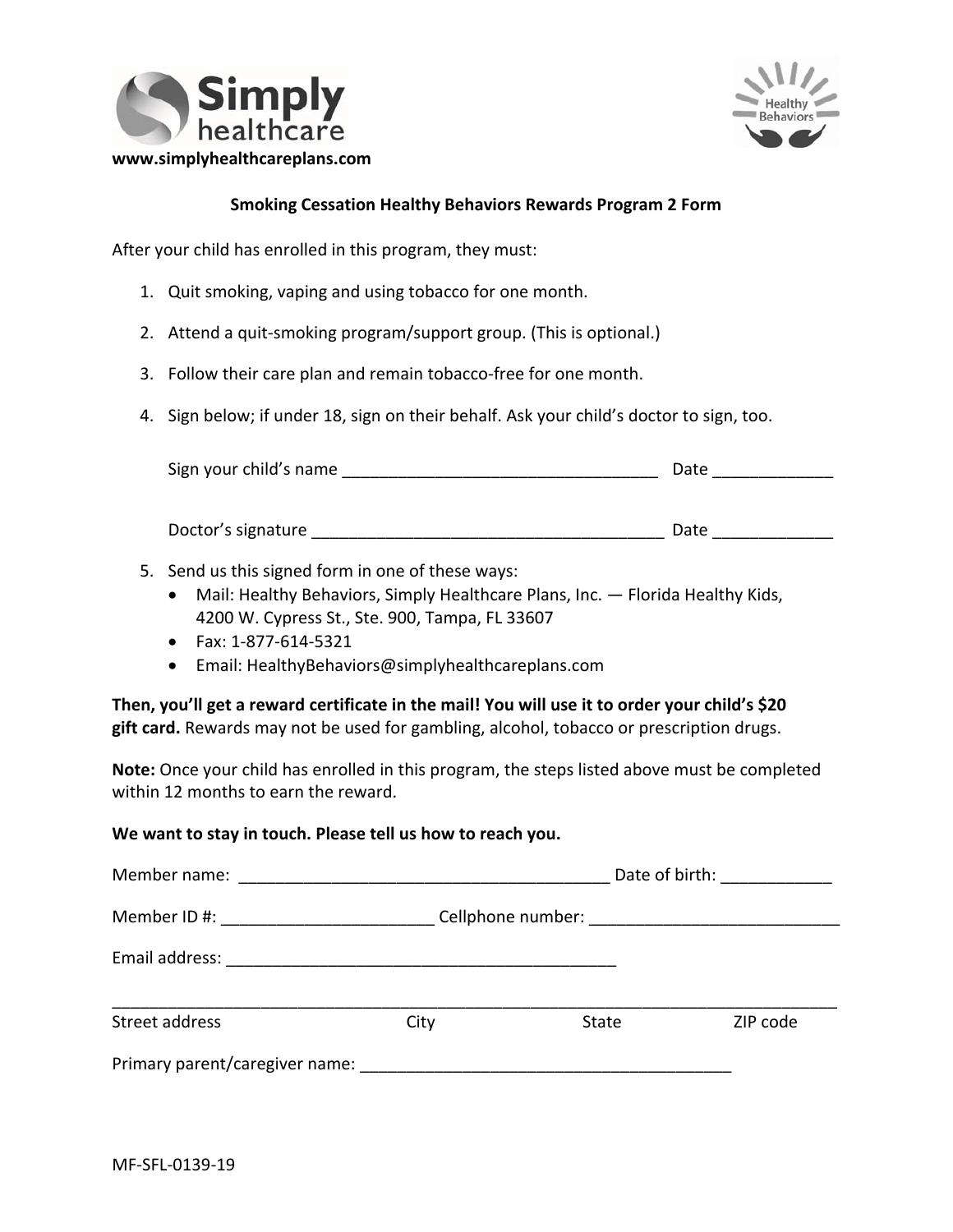Simply healthcare

www.simplyhealthcareplans.com

Healthy Behaviors

## Smoking Cessation Healthy Behaviors Rewards Program 2 Form

After your child has enrolled in this program, they must:

1. Quit smoking, vaping and using tobacco for one month.
2. Attend a quit-smoking program/support group. (This is optional.)
3. Follow their care plan and remain tobacco-free for one month.
4. Sign below; if under 18, sign on their behalf. Ask your child's doctor to sign, too.

   Sign your child's name ___________________________________ Date ____________

   Doctor's signature _______________________________________ Date ____________

5. Send us this signed form in one of these ways:
   - Mail: Healthy Behaviors, Simply Healthcare Plans, Inc. — Florida Healthy Kids, 4200 W. Cypress St., Ste. 900, Tampa, FL 33607
   - Fax: 1-877-614-5321
   - Email: HealthyBehaviors@simplyhealthcareplans.com

**Then, you'll get a reward certificate in the mail! You will use it to order your child's $20 gift card.** Rewards may not be used for gambling, alcohol, tobacco or prescription drugs.

**Note:** Once your child has enrolled in this program, the steps listed above must be completed within 12 months to earn the reward.

**We want to stay in touch. Please tell us how to reach you.**

Member name: ________________________________________ Date of birth: ____________

Member ID #: ______________________ Cellphone number: ___________________________

Email address: ___________________________________________

_________________________________________________________________________________

Street address City State ZIP code

Primary parent/caregiver name: ________________________________________

MF-SFL-0139-19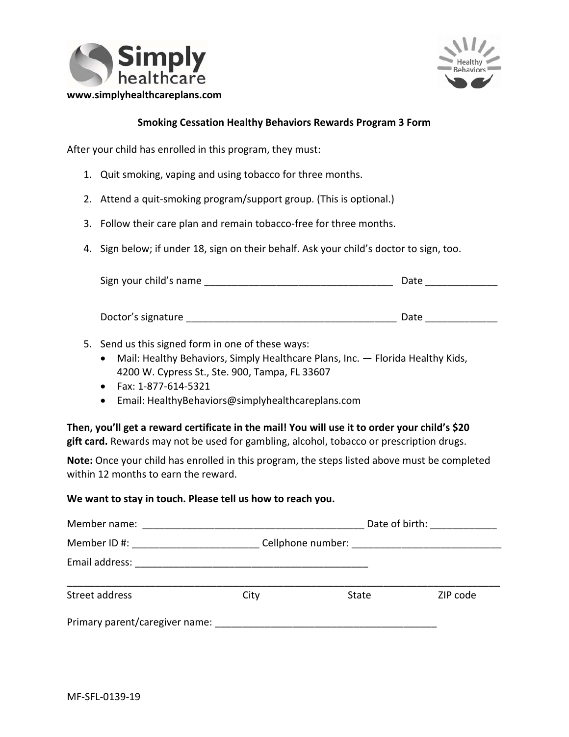Simply healthcare

www.simplyhealthcareplans.com

Healthy Behaviors

## Smoking Cessation Healthy Behaviors Rewards Program 3 Form

After your child has enrolled in this program, they must:

1. Quit smoking, vaping and using tobacco for three months.
2. Attend a quit-smoking program/support group. (This is optional.)
3. Follow their care plan and remain tobacco-free for three months.
4. Sign below; if under 18, sign on their behalf. Ask your child's doctor to sign, too.

   Sign your child's name ___________________________________ Date _____________

   Doctor's signature _______________________________________ Date _____________

5. Send us this signed form in one of these ways:
   - Mail: Healthy Behaviors, Simply Healthcare Plans, Inc. — Florida Healthy Kids, 4200 W. Cypress St., Ste. 900, Tampa, FL 33607
   - Fax: 1-877-614-5321
   - Email: HealthyBehaviors@simplyhealthcareplans.com

**Then, you'll get a reward certificate in the mail! You will use it to order your child's $20 gift card.** Rewards may not be used for gambling, alcohol, tobacco or prescription drugs.

**Note:** Once your child has enrolled in this program, the steps listed above must be completed within 12 months to earn the reward.

**We want to stay in touch. Please tell us how to reach you.**

Member name: ________________________________________ Date of birth: ____________

Member ID #: _______________________ Cellphone number: ___________________________

Email address: ____________________________________________

_______________________________________________________________________________

Street address City State ZIP code

Primary parent/caregiver name: _________________________________________

MF-SFL-0139-19